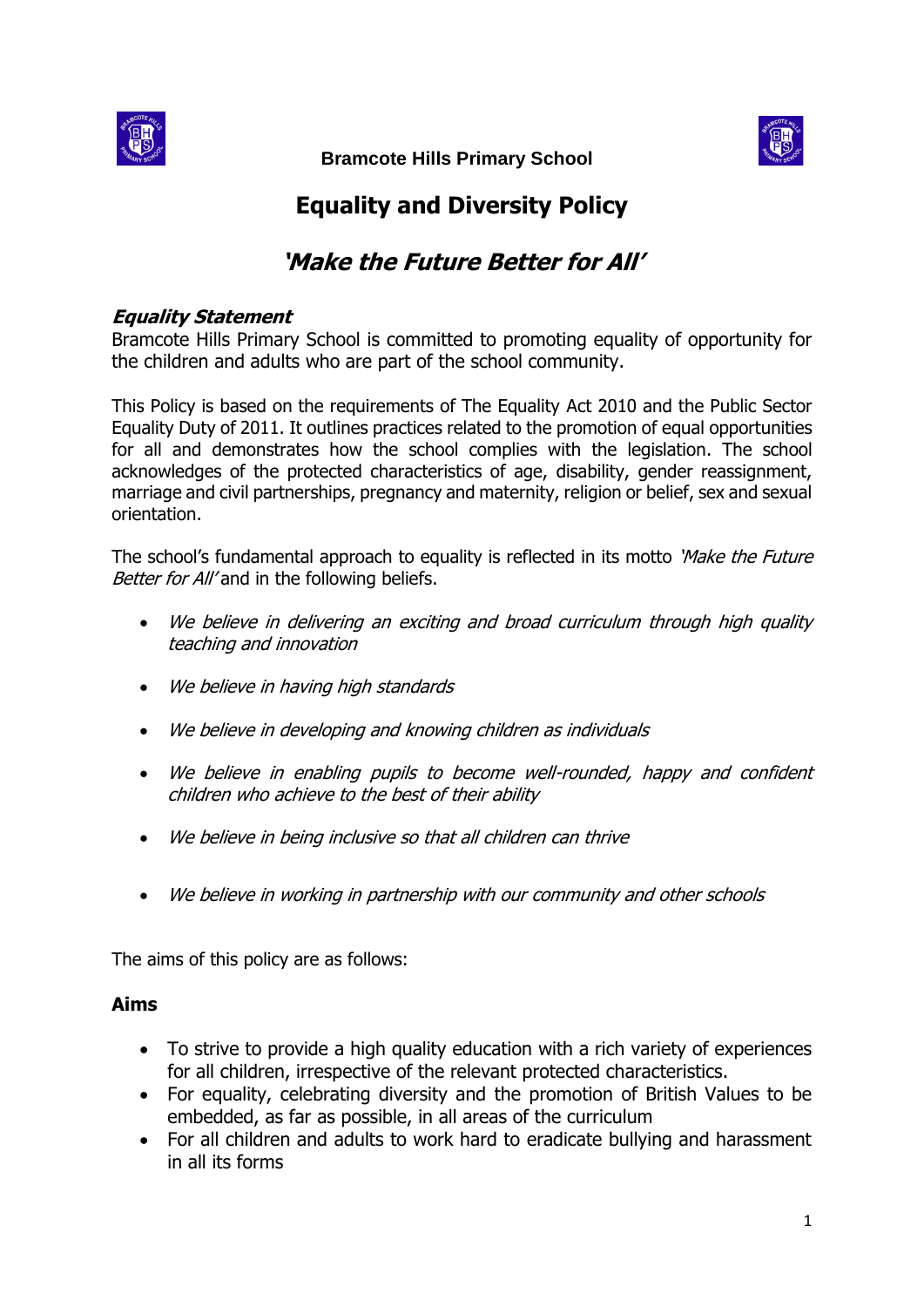**Bramcote Hills Primary School**

# Equality and Diversity Policy

## *'Make the Future Better for All'*

### *Equality Statement*

Bramcote Hills Primary School is committed to promoting equality of opportunity for the children and adults who are part of the school community.

This Policy is based on the requirements of The Equality Act 2010 and the Public Sector Equality Duty of 2011. It outlines practices related to the promotion of equal opportunities for all and demonstrates how the school complies with the legislation. The school acknowledges of the protected characteristics of age, disability, gender reassignment, marriage and civil partnerships, pregnancy and maternity, religion or belief, sex and sexual orientation.

The school's fundamental approach to equality is reflected in its motto *'Make the Future Better for All'* and in the following beliefs.

- *We believe in delivering an exciting and broad curriculum through high quality teaching and innovation*
- *We believe in having high standards*
- *We believe in developing and knowing children as individuals*
- *We believe in enabling pupils to become well-rounded, happy and confident children who achieve to the best of their ability*
- *We believe in being inclusive so that all children can thrive*
- *We believe in working in partnership with our community and other schools*

The aims of this policy are as follows:

### Aims

- To strive to provide a high quality education with a rich variety of experiences for all children, irrespective of the relevant protected characteristics.
- For equality, celebrating diversity and the promotion of British Values to be embedded, as far as possible, in all areas of the curriculum
- For all children and adults to work hard to eradicate bullying and harassment in all its forms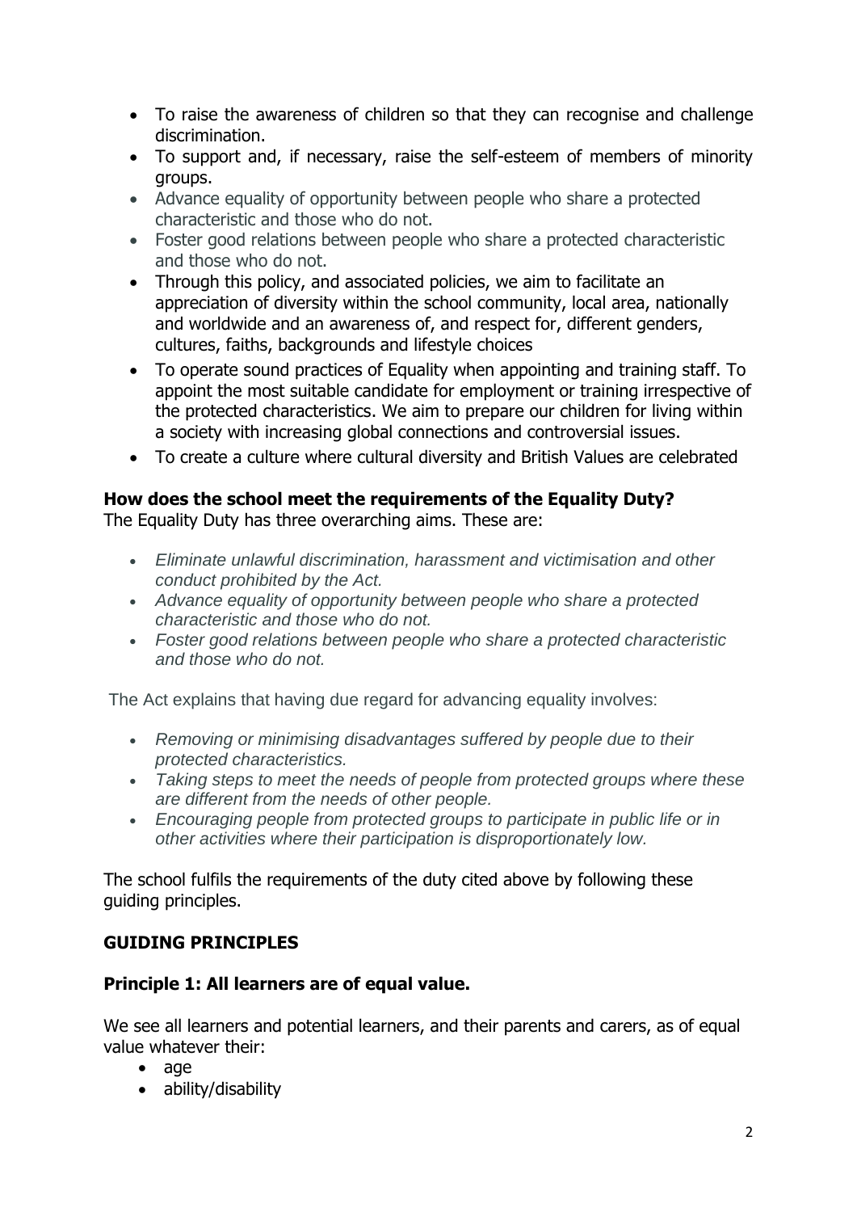- To raise the awareness of children so that they can recognise and challenge discrimination.
- To support and, if necessary, raise the self-esteem of members of minority groups.
- Advance equality of opportunity between people who share a protected characteristic and those who do not.
- Foster good relations between people who share a protected characteristic and those who do not.
- Through this policy, and associated policies, we aim to facilitate an appreciation of diversity within the school community, local area, nationally and worldwide and an awareness of, and respect for, different genders, cultures, faiths, backgrounds and lifestyle choices
- To operate sound practices of Equality when appointing and training staff. To appoint the most suitable candidate for employment or training irrespective of the protected characteristics. We aim to prepare our children for living within a society with increasing global connections and controversial issues.
- To create a culture where cultural diversity and British Values are celebrated

**How does the school meet the requirements of the Equality Duty?**
The Equality Duty has three overarching aims. These are:

- *Eliminate unlawful discrimination, harassment and victimisation and other conduct prohibited by the Act.*
- *Advance equality of opportunity between people who share a protected characteristic and those who do not.*
- *Foster good relations between people who share a protected characteristic and those who do not.*

The Act explains that having due regard for advancing equality involves:

- *Removing or minimising disadvantages suffered by people due to their protected characteristics.*
- *Taking steps to meet the needs of people from protected groups where these are different from the needs of other people.*
- *Encouraging people from protected groups to participate in public life or in other activities where their participation is disproportionately low.*

The school fulfils the requirements of the duty cited above by following these guiding principles.

## GUIDING PRINCIPLES

### Principle 1: All learners are of equal value.

We see all learners and potential learners, and their parents and carers, as of equal value whatever their:

- age
- ability/disability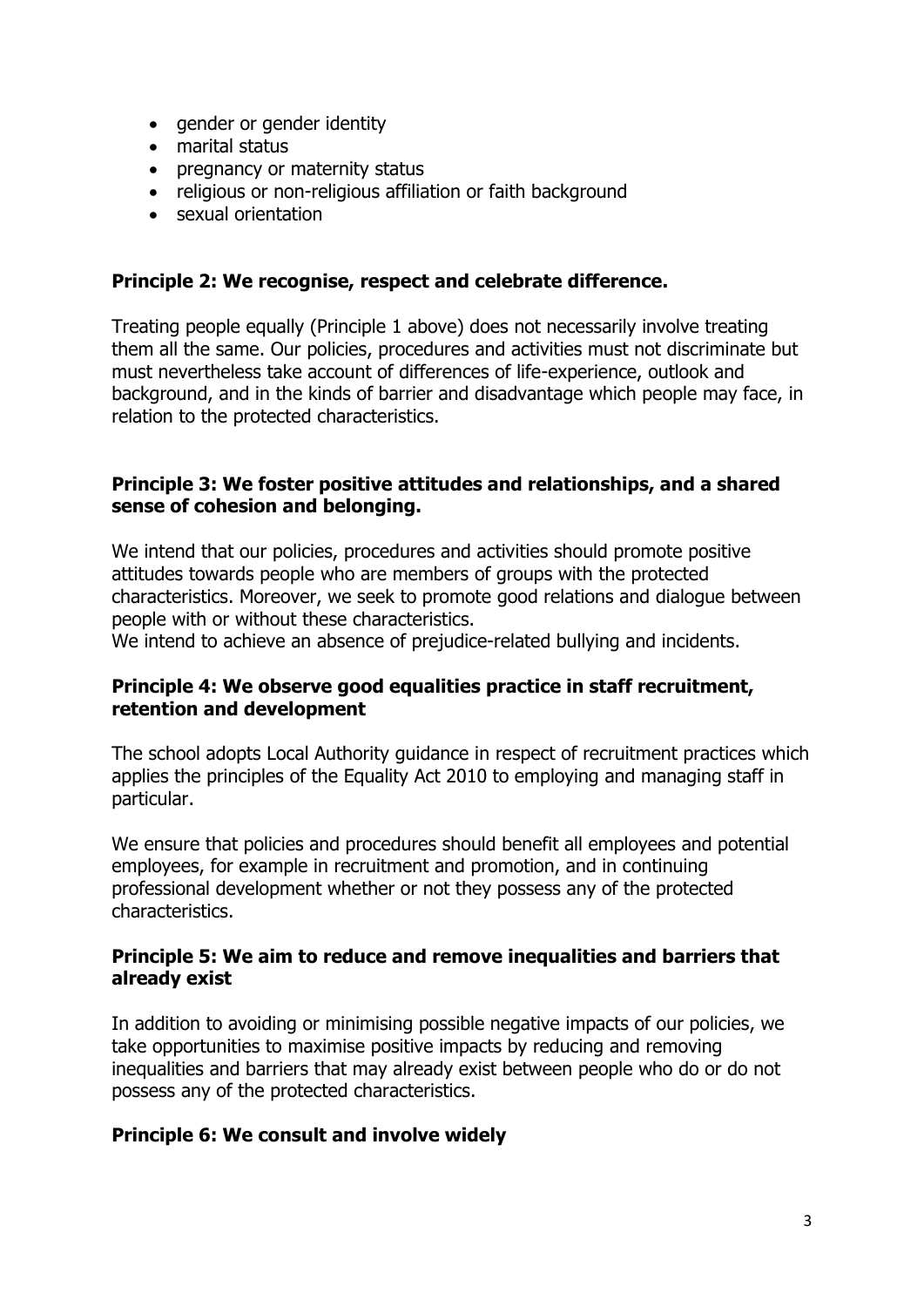- gender or gender identity
- marital status
- pregnancy or maternity status
- religious or non-religious affiliation or faith background
- sexual orientation

**Principle 2: We recognise, respect and celebrate difference.**

Treating people equally (Principle 1 above) does not necessarily involve treating them all the same. Our policies, procedures and activities must not discriminate but must nevertheless take account of differences of life-experience, outlook and background, and in the kinds of barrier and disadvantage which people may face, in relation to the protected characteristics.

**Principle 3: We foster positive attitudes and relationships, and a shared sense of cohesion and belonging.**

We intend that our policies, procedures and activities should promote positive attitudes towards people who are members of groups with the protected characteristics. Moreover, we seek to promote good relations and dialogue between people with or without these characteristics.
We intend to achieve an absence of prejudice-related bullying and incidents.

**Principle 4: We observe good equalities practice in staff recruitment, retention and development**

The school adopts Local Authority guidance in respect of recruitment practices which applies the principles of the Equality Act 2010 to employing and managing staff in particular.

We ensure that policies and procedures should benefit all employees and potential employees, for example in recruitment and promotion, and in continuing professional development whether or not they possess any of the protected characteristics.

**Principle 5: We aim to reduce and remove inequalities and barriers that already exist**

In addition to avoiding or minimising possible negative impacts of our policies, we take opportunities to maximise positive impacts by reducing and removing inequalities and barriers that may already exist between people who do or do not possess any of the protected characteristics.

**Principle 6: We consult and involve widely**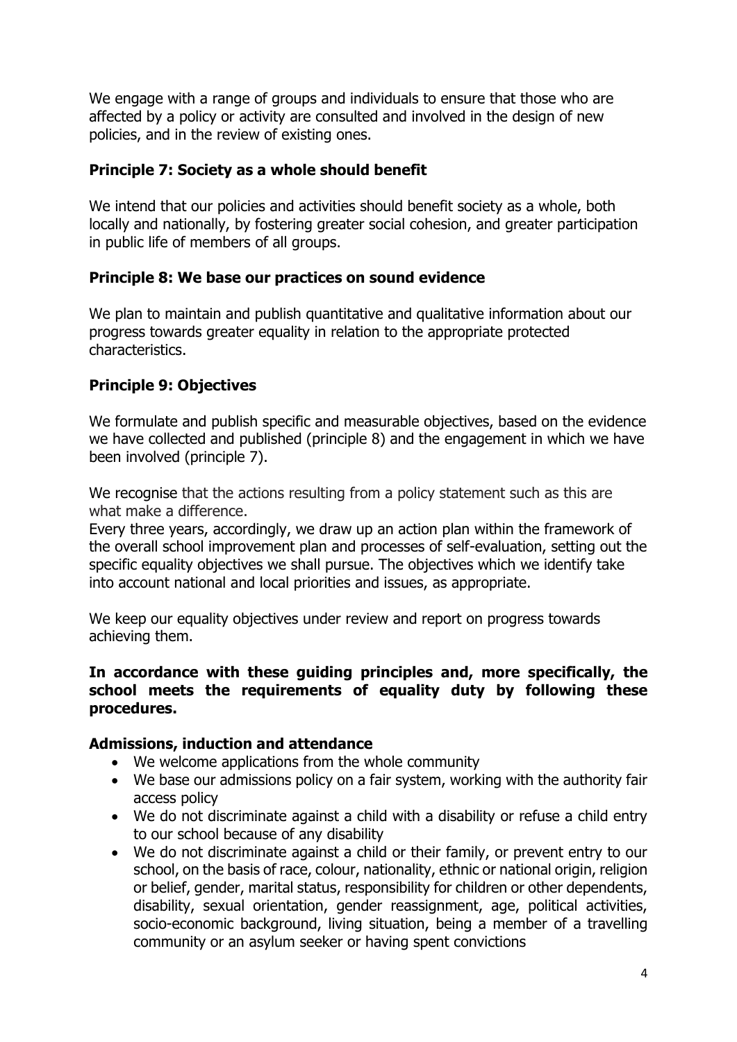We engage with a range of groups and individuals to ensure that those who are affected by a policy or activity are consulted and involved in the design of new policies, and in the review of existing ones.

### Principle 7: Society as a whole should benefit

We intend that our policies and activities should benefit society as a whole, both locally and nationally, by fostering greater social cohesion, and greater participation in public life of members of all groups.

### Principle 8: We base our practices on sound evidence

We plan to maintain and publish quantitative and qualitative information about our progress towards greater equality in relation to the appropriate protected characteristics.

### Principle 9: Objectives

We formulate and publish specific and measurable objectives, based on the evidence we have collected and published (principle 8) and the engagement in which we have been involved (principle 7).

We recognise that the actions resulting from a policy statement such as this are what make a difference.
Every three years, accordingly, we draw up an action plan within the framework of the overall school improvement plan and processes of self-evaluation, setting out the specific equality objectives we shall pursue. The objectives which we identify take into account national and local priorities and issues, as appropriate.

We keep our equality objectives under review and report on progress towards achieving them.

**In accordance with these guiding principles and, more specifically, the school meets the requirements of equality duty by following these procedures.**

### Admissions, induction and attendance

- We welcome applications from the whole community
- We base our admissions policy on a fair system, working with the authority fair access policy
- We do not discriminate against a child with a disability or refuse a child entry to our school because of any disability
- We do not discriminate against a child or their family, or prevent entry to our school, on the basis of race, colour, nationality, ethnic or national origin, religion or belief, gender, marital status, responsibility for children or other dependents, disability, sexual orientation, gender reassignment, age, political activities, socio-economic background, living situation, being a member of a travelling community or an asylum seeker or having spent convictions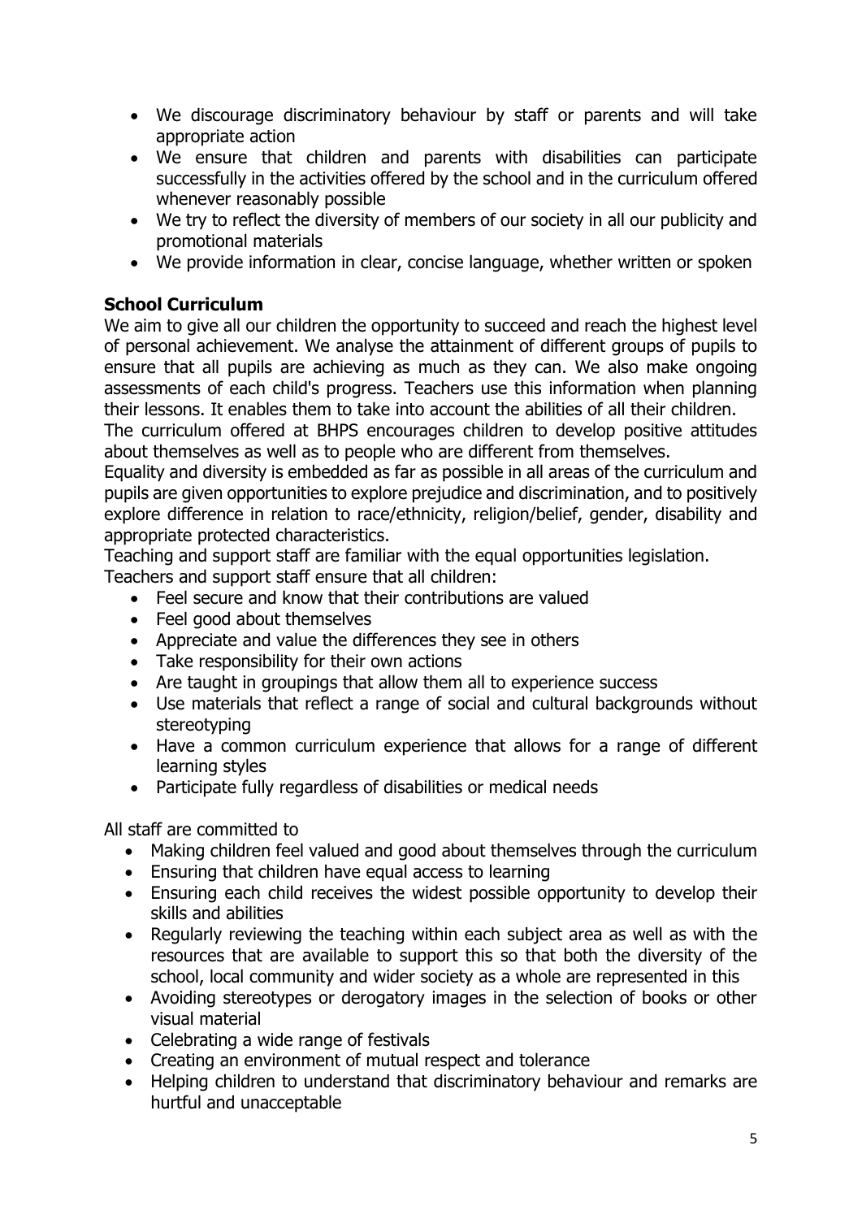- We discourage discriminatory behaviour by staff or parents and will take appropriate action
- We ensure that children and parents with disabilities can participate successfully in the activities offered by the school and in the curriculum offered whenever reasonably possible
- We try to reflect the diversity of members of our society in all our publicity and promotional materials
- We provide information in clear, concise language, whether written or spoken

**School Curriculum**

We aim to give all our children the opportunity to succeed and reach the highest level of personal achievement. We analyse the attainment of different groups of pupils to ensure that all pupils are achieving as much as they can. We also make ongoing assessments of each child's progress. Teachers use this information when planning their lessons. It enables them to take into account the abilities of all their children.

The curriculum offered at BHPS encourages children to develop positive attitudes about themselves as well as to people who are different from themselves.

Equality and diversity is embedded as far as possible in all areas of the curriculum and pupils are given opportunities to explore prejudice and discrimination, and to positively explore difference in relation to race/ethnicity, religion/belief, gender, disability and appropriate protected characteristics.

Teaching and support staff are familiar with the equal opportunities legislation.

Teachers and support staff ensure that all children:

- Feel secure and know that their contributions are valued
- Feel good about themselves
- Appreciate and value the differences they see in others
- Take responsibility for their own actions
- Are taught in groupings that allow them all to experience success
- Use materials that reflect a range of social and cultural backgrounds without stereotyping
- Have a common curriculum experience that allows for a range of different learning styles
- Participate fully regardless of disabilities or medical needs

All staff are committed to

- Making children feel valued and good about themselves through the curriculum
- Ensuring that children have equal access to learning
- Ensuring each child receives the widest possible opportunity to develop their skills and abilities
- Regularly reviewing the teaching within each subject area as well as with the resources that are available to support this so that both the diversity of the school, local community and wider society as a whole are represented in this
- Avoiding stereotypes or derogatory images in the selection of books or other visual material
- Celebrating a wide range of festivals
- Creating an environment of mutual respect and tolerance
- Helping children to understand that discriminatory behaviour and remarks are hurtful and unacceptable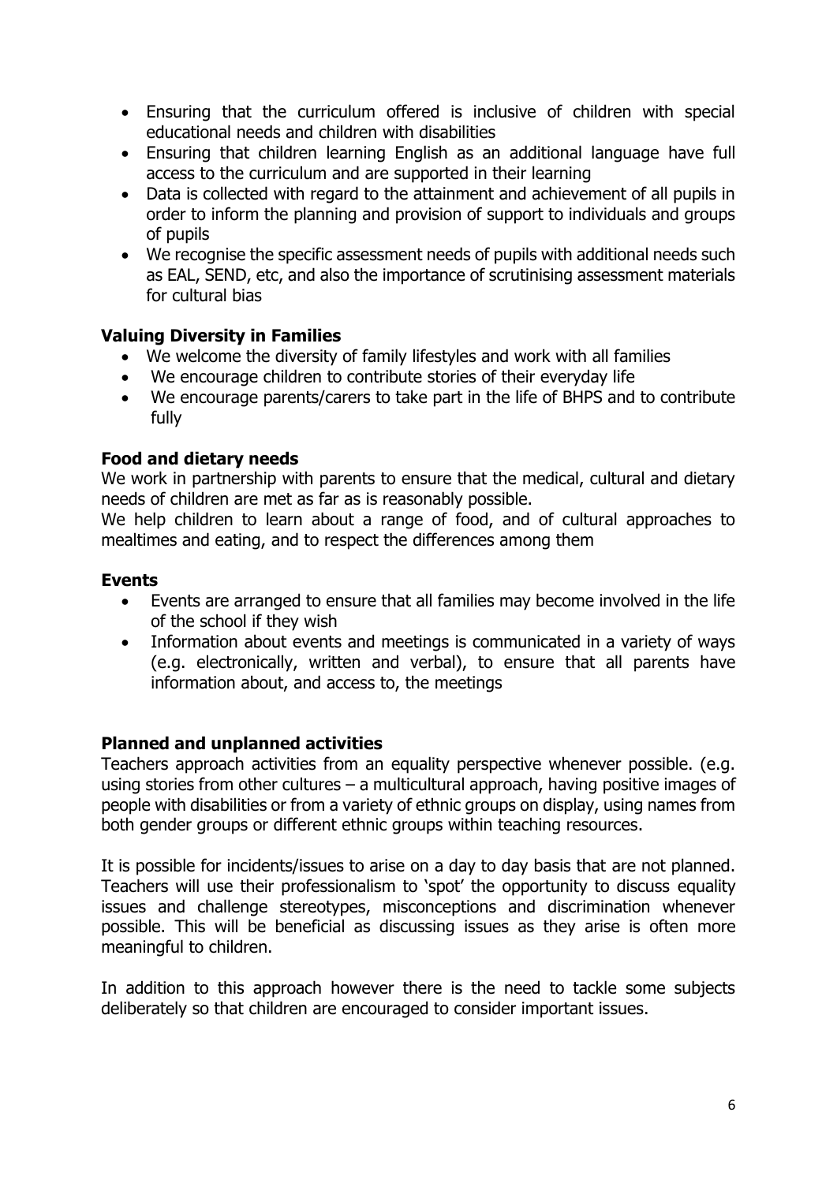- Ensuring that the curriculum offered is inclusive of children with special educational needs and children with disabilities
- Ensuring that children learning English as an additional language have full access to the curriculum and are supported in their learning
- Data is collected with regard to the attainment and achievement of all pupils in order to inform the planning and provision of support to individuals and groups of pupils
- We recognise the specific assessment needs of pupils with additional needs such as EAL, SEND, etc, and also the importance of scrutinising assessment materials for cultural bias

**Valuing Diversity in Families**

- We welcome the diversity of family lifestyles and work with all families
- We encourage children to contribute stories of their everyday life
- We encourage parents/carers to take part in the life of BHPS and to contribute fully

**Food and dietary needs**

We work in partnership with parents to ensure that the medical, cultural and dietary needs of children are met as far as is reasonably possible.

We help children to learn about a range of food, and of cultural approaches to mealtimes and eating, and to respect the differences among them

**Events**

- Events are arranged to ensure that all families may become involved in the life of the school if they wish
- Information about events and meetings is communicated in a variety of ways (e.g. electronically, written and verbal), to ensure that all parents have information about, and access to, the meetings

**Planned and unplanned activities**

Teachers approach activities from an equality perspective whenever possible. (e.g. using stories from other cultures – a multicultural approach, having positive images of people with disabilities or from a variety of ethnic groups on display, using names from both gender groups or different ethnic groups within teaching resources.

It is possible for incidents/issues to arise on a day to day basis that are not planned. Teachers will use their professionalism to 'spot' the opportunity to discuss equality issues and challenge stereotypes, misconceptions and discrimination whenever possible. This will be beneficial as discussing issues as they arise is often more meaningful to children.

In addition to this approach however there is the need to tackle some subjects deliberately so that children are encouraged to consider important issues.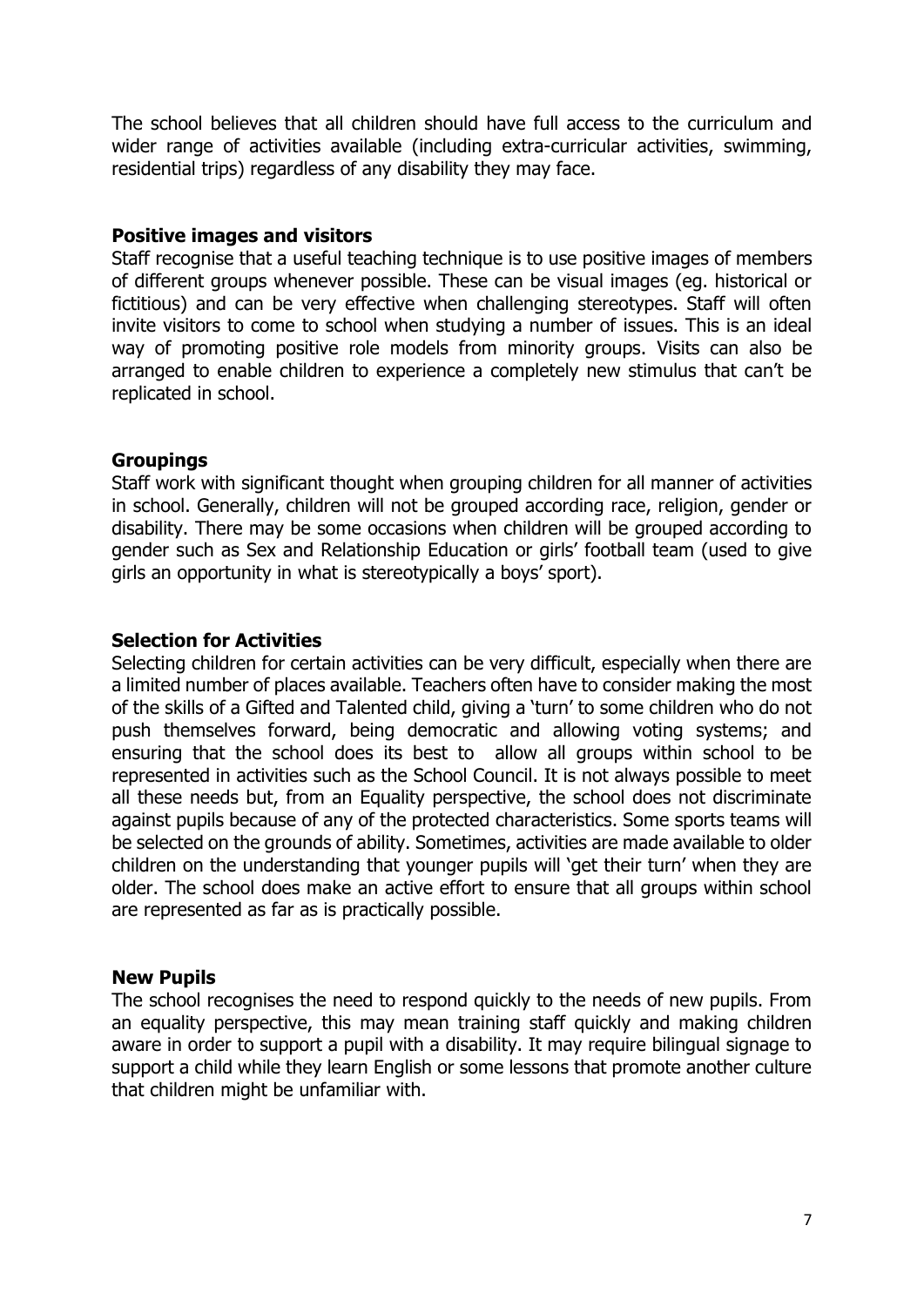The school believes that all children should have full access to the curriculum and wider range of activities available (including extra-curricular activities, swimming, residential trips) regardless of any disability they may face.

**Positive images and visitors**

Staff recognise that a useful teaching technique is to use positive images of members of different groups whenever possible. These can be visual images (eg. historical or fictitious) and can be very effective when challenging stereotypes. Staff will often invite visitors to come to school when studying a number of issues. This is an ideal way of promoting positive role models from minority groups. Visits can also be arranged to enable children to experience a completely new stimulus that can't be replicated in school.

**Groupings**

Staff work with significant thought when grouping children for all manner of activities in school. Generally, children will not be grouped according race, religion, gender or disability. There may be some occasions when children will be grouped according to gender such as Sex and Relationship Education or girls' football team (used to give girls an opportunity in what is stereotypically a boys' sport).

**Selection for Activities**

Selecting children for certain activities can be very difficult, especially when there are a limited number of places available. Teachers often have to consider making the most of the skills of a Gifted and Talented child, giving a 'turn' to some children who do not push themselves forward, being democratic and allowing voting systems; and ensuring that the school does its best to allow all groups within school to be represented in activities such as the School Council. It is not always possible to meet all these needs but, from an Equality perspective, the school does not discriminate against pupils because of any of the protected characteristics. Some sports teams will be selected on the grounds of ability. Sometimes, activities are made available to older children on the understanding that younger pupils will 'get their turn' when they are older. The school does make an active effort to ensure that all groups within school are represented as far as is practically possible.

**New Pupils**

The school recognises the need to respond quickly to the needs of new pupils. From an equality perspective, this may mean training staff quickly and making children aware in order to support a pupil with a disability. It may require bilingual signage to support a child while they learn English or some lessons that promote another culture that children might be unfamiliar with.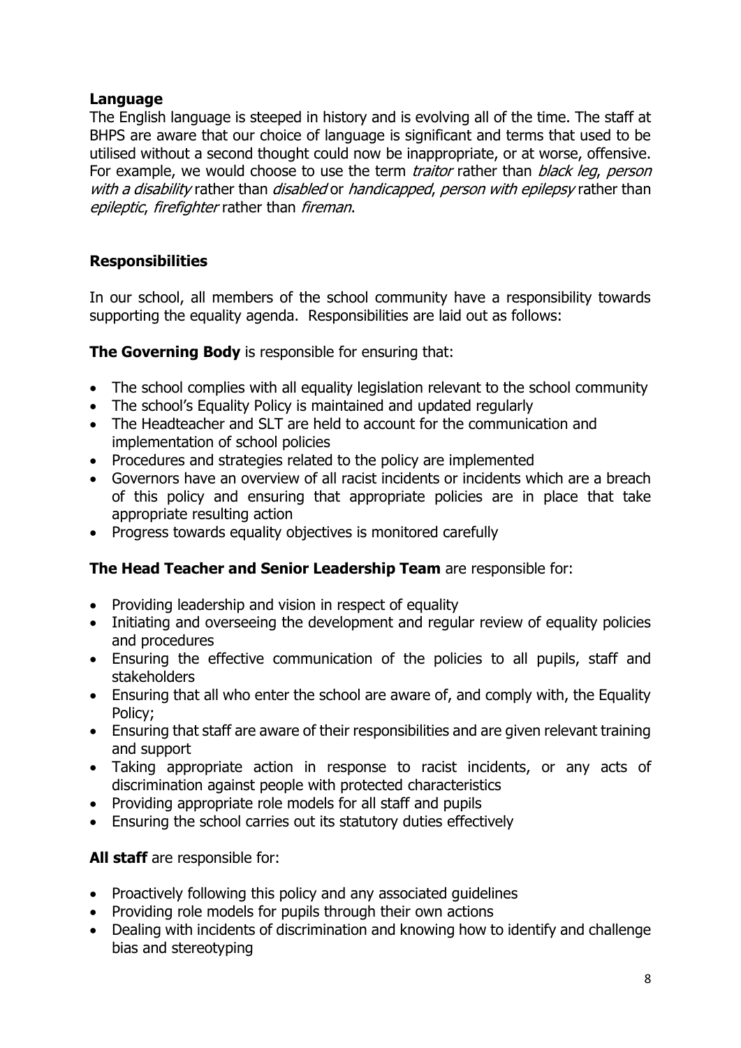## Language

The English language is steeped in history and is evolving all of the time. The staff at BHPS are aware that our choice of language is significant and terms that used to be utilised without a second thought could now be inappropriate, or at worse, offensive. For example, we would choose to use the term *traitor* rather than *black leg*, *person with a disability* rather than *disabled* or *handicapped*, *person with epilepsy* rather than *epileptic*, *firefighter* rather than *fireman*.

## Responsibilities

In our school, all members of the school community have a responsibility towards supporting the equality agenda. Responsibilities are laid out as follows:

**The Governing Body** is responsible for ensuring that:

- The school complies with all equality legislation relevant to the school community
- The school's Equality Policy is maintained and updated regularly
- The Headteacher and SLT are held to account for the communication and implementation of school policies
- Procedures and strategies related to the policy are implemented
- Governors have an overview of all racist incidents or incidents which are a breach of this policy and ensuring that appropriate policies are in place that take appropriate resulting action
- Progress towards equality objectives is monitored carefully

**The Head Teacher and Senior Leadership Team** are responsible for:

- Providing leadership and vision in respect of equality
- Initiating and overseeing the development and regular review of equality policies and procedures
- Ensuring the effective communication of the policies to all pupils, staff and stakeholders
- Ensuring that all who enter the school are aware of, and comply with, the Equality Policy;
- Ensuring that staff are aware of their responsibilities and are given relevant training and support
- Taking appropriate action in response to racist incidents, or any acts of discrimination against people with protected characteristics
- Providing appropriate role models for all staff and pupils
- Ensuring the school carries out its statutory duties effectively

**All staff** are responsible for:

- Proactively following this policy and any associated guidelines
- Providing role models for pupils through their own actions
- Dealing with incidents of discrimination and knowing how to identify and challenge bias and stereotyping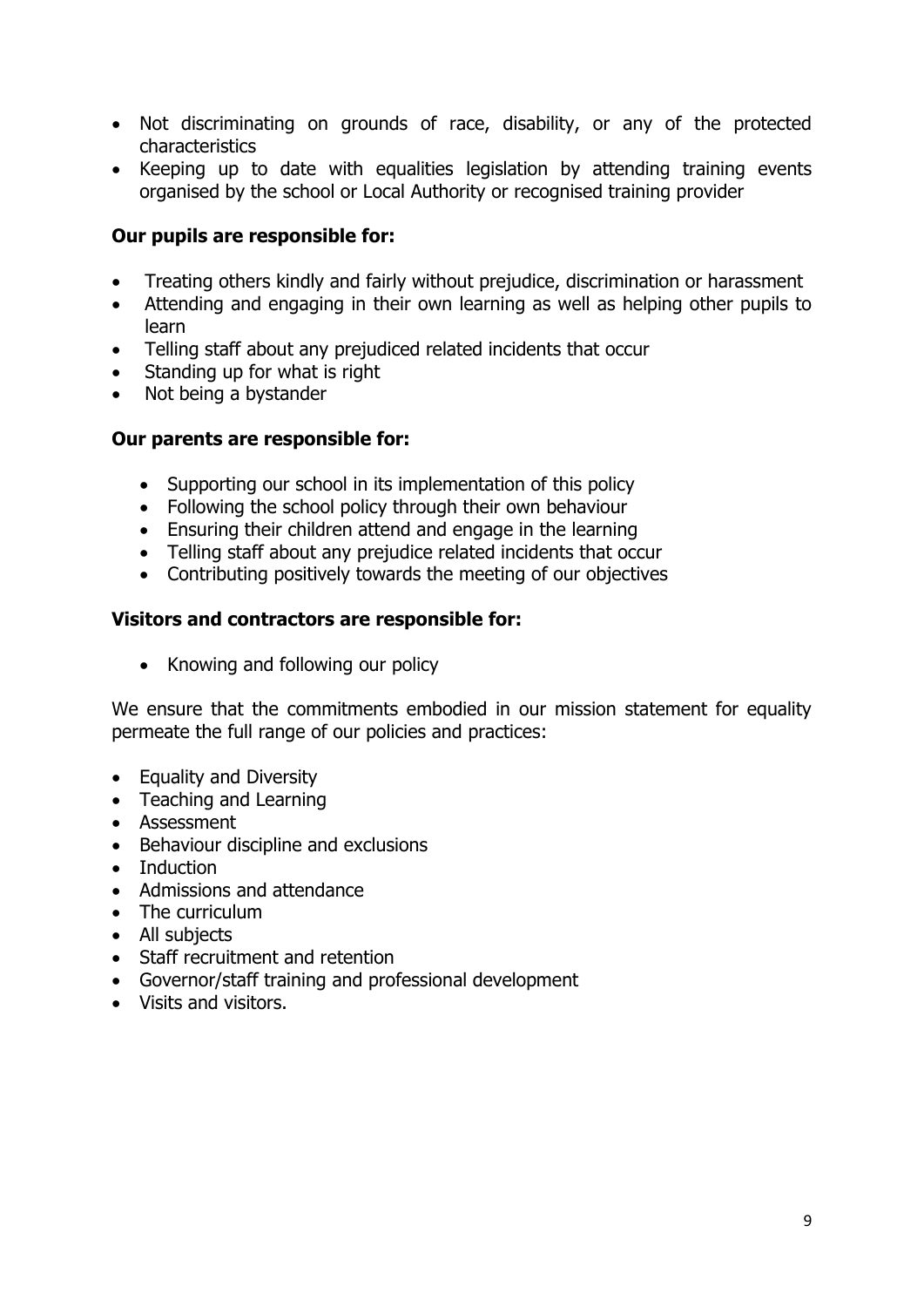- Not discriminating on grounds of race, disability, or any of the protected characteristics
- Keeping up to date with equalities legislation by attending training events organised by the school or Local Authority or recognised training provider

**Our pupils are responsible for:**

- Treating others kindly and fairly without prejudice, discrimination or harassment
- Attending and engaging in their own learning as well as helping other pupils to learn
- Telling staff about any prejudiced related incidents that occur
- Standing up for what is right
- Not being a bystander

**Our parents are responsible for:**

- Supporting our school in its implementation of this policy
- Following the school policy through their own behaviour
- Ensuring their children attend and engage in the learning
- Telling staff about any prejudice related incidents that occur
- Contributing positively towards the meeting of our objectives

**Visitors and contractors are responsible for:**

- Knowing and following our policy

We ensure that the commitments embodied in our mission statement for equality permeate the full range of our policies and practices:

- Equality and Diversity
- Teaching and Learning
- Assessment
- Behaviour discipline and exclusions
- Induction
- Admissions and attendance
- The curriculum
- All subjects
- Staff recruitment and retention
- Governor/staff training and professional development
- Visits and visitors.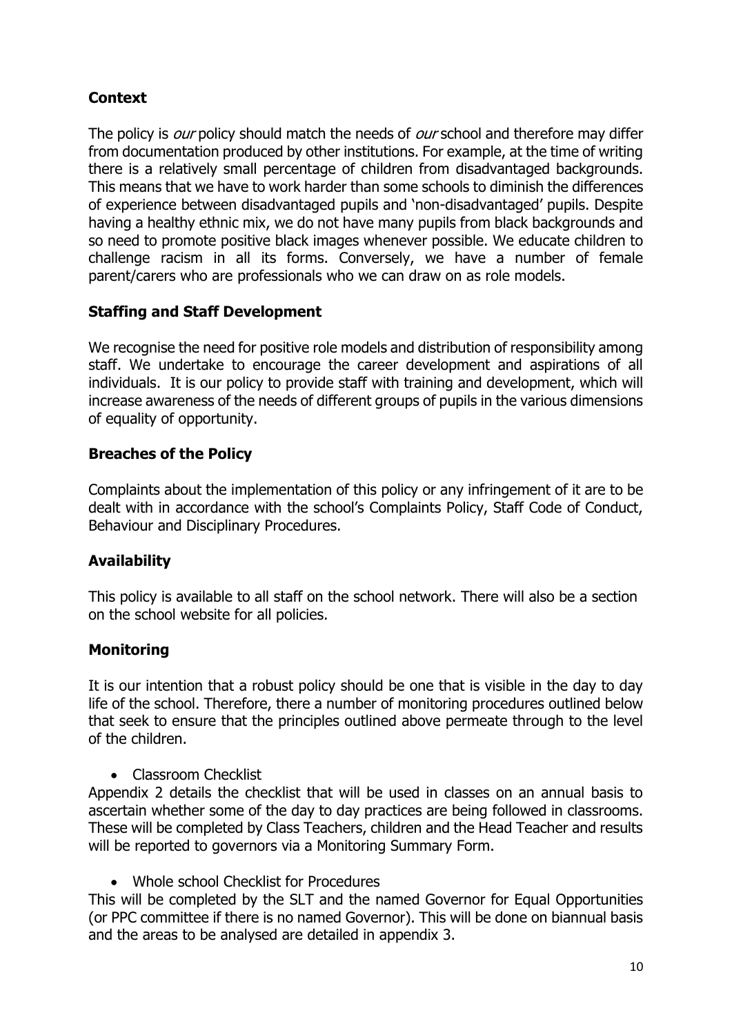## Context

The policy is *our* policy should match the needs of *our* school and therefore may differ from documentation produced by other institutions. For example, at the time of writing there is a relatively small percentage of children from disadvantaged backgrounds. This means that we have to work harder than some schools to diminish the differences of experience between disadvantaged pupils and 'non-disadvantaged' pupils. Despite having a healthy ethnic mix, we do not have many pupils from black backgrounds and so need to promote positive black images whenever possible. We educate children to challenge racism in all its forms. Conversely, we have a number of female parent/carers who are professionals who we can draw on as role models.

## Staffing and Staff Development

We recognise the need for positive role models and distribution of responsibility among staff. We undertake to encourage the career development and aspirations of all individuals. It is our policy to provide staff with training and development, which will increase awareness of the needs of different groups of pupils in the various dimensions of equality of opportunity.

## Breaches of the Policy

Complaints about the implementation of this policy or any infringement of it are to be dealt with in accordance with the school's Complaints Policy, Staff Code of Conduct, Behaviour and Disciplinary Procedures.

## Availability

This policy is available to all staff on the school network. There will also be a section on the school website for all policies.

## Monitoring

It is our intention that a robust policy should be one that is visible in the day to day life of the school. Therefore, there a number of monitoring procedures outlined below that seek to ensure that the principles outlined above permeate through to the level of the children.

- Classroom Checklist

Appendix 2 details the checklist that will be used in classes on an annual basis to ascertain whether some of the day to day practices are being followed in classrooms. These will be completed by Class Teachers, children and the Head Teacher and results will be reported to governors via a Monitoring Summary Form.

- Whole school Checklist for Procedures

This will be completed by the SLT and the named Governor for Equal Opportunities (or PPC committee if there is no named Governor). This will be done on biannual basis and the areas to be analysed are detailed in appendix 3.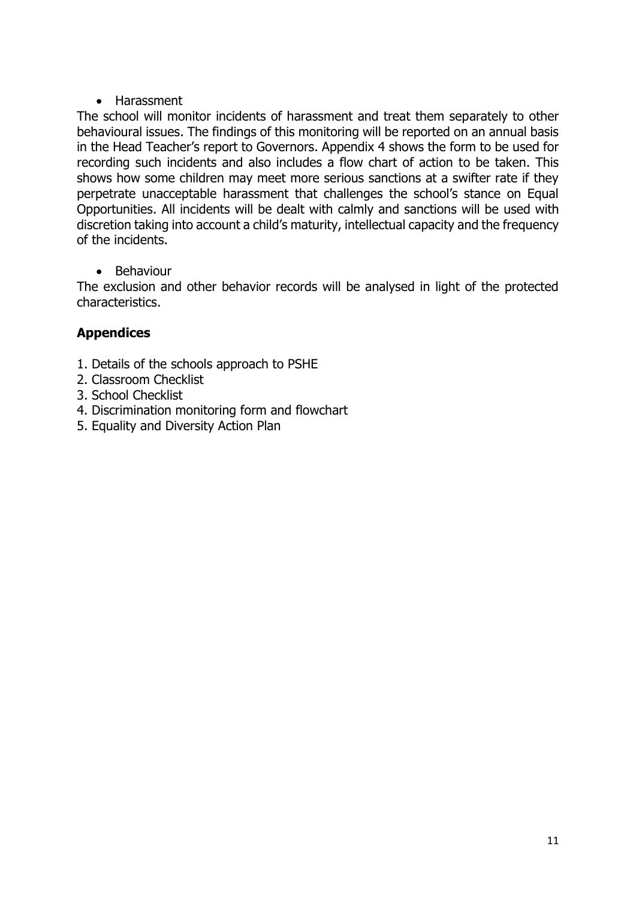- Harassment

The school will monitor incidents of harassment and treat them separately to other behavioural issues. The findings of this monitoring will be reported on an annual basis in the Head Teacher's report to Governors. Appendix 4 shows the form to be used for recording such incidents and also includes a flow chart of action to be taken. This shows how some children may meet more serious sanctions at a swifter rate if they perpetrate unacceptable harassment that challenges the school's stance on Equal Opportunities. All incidents will be dealt with calmly and sanctions will be used with discretion taking into account a child's maturity, intellectual capacity and the frequency of the incidents.

- Behaviour

The exclusion and other behavior records will be analysed in light of the protected characteristics.

## Appendices

1. Details of the schools approach to PSHE
2. Classroom Checklist
3. School Checklist
4. Discrimination monitoring form and flowchart
5. Equality and Diversity Action Plan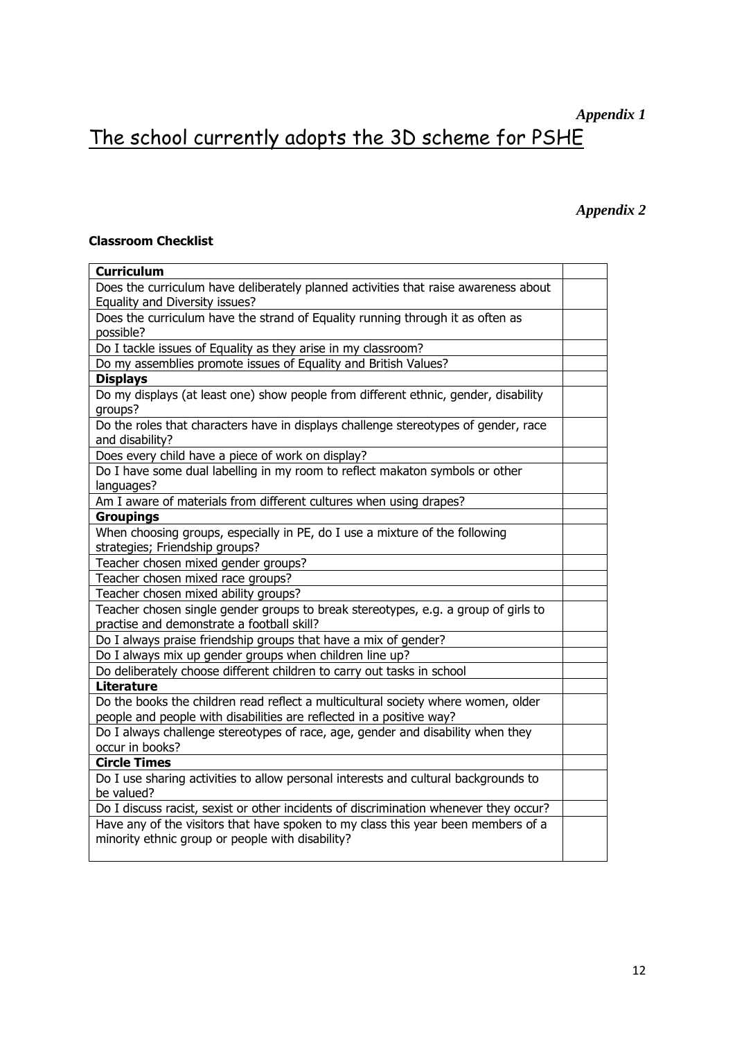*Appendix 1*

# The school currently adopts the 3D scheme for PSHE

*Appendix 2*

**Classroom Checklist**

| **Curriculum** | |
|---|---|
| Does the curriculum have deliberately planned activities that raise awareness about Equality and Diversity issues? | |
| Does the curriculum have the strand of Equality running through it as often as possible? | |
| Do I tackle issues of Equality as they arise in my classroom? | |
| Do my assemblies promote issues of Equality and British Values? | |
| **Displays** | |
| Do my displays (at least one) show people from different ethnic, gender, disability groups? | |
| Do the roles that characters have in displays challenge stereotypes of gender, race and disability? | |
| Does every child have a piece of work on display? | |
| Do I have some dual labelling in my room to reflect makaton symbols or other languages? | |
| Am I aware of materials from different cultures when using drapes? | |
| **Groupings** | |
| When choosing groups, especially in PE, do I use a mixture of the following strategies; Friendship groups? | |
| Teacher chosen mixed gender groups? | |
| Teacher chosen mixed race groups? | |
| Teacher chosen mixed ability groups? | |
| Teacher chosen single gender groups to break stereotypes, e.g. a group of girls to practise and demonstrate a football skill? | |
| Do I always praise friendship groups that have a mix of gender? | |
| Do I always mix up gender groups when children line up? | |
| Do deliberately choose different children to carry out tasks in school | |
| **Literature** | |
| Do the books the children read reflect a multicultural society where women, older people and people with disabilities are reflected in a positive way? | |
| Do I always challenge stereotypes of race, age, gender and disability when they occur in books? | |
| **Circle Times** | |
| Do I use sharing activities to allow personal interests and cultural backgrounds to be valued? | |
| Do I discuss racist, sexist or other incidents of discrimination whenever they occur? | |
| Have any of the visitors that have spoken to my class this year been members of a minority ethnic group or people with disability? | |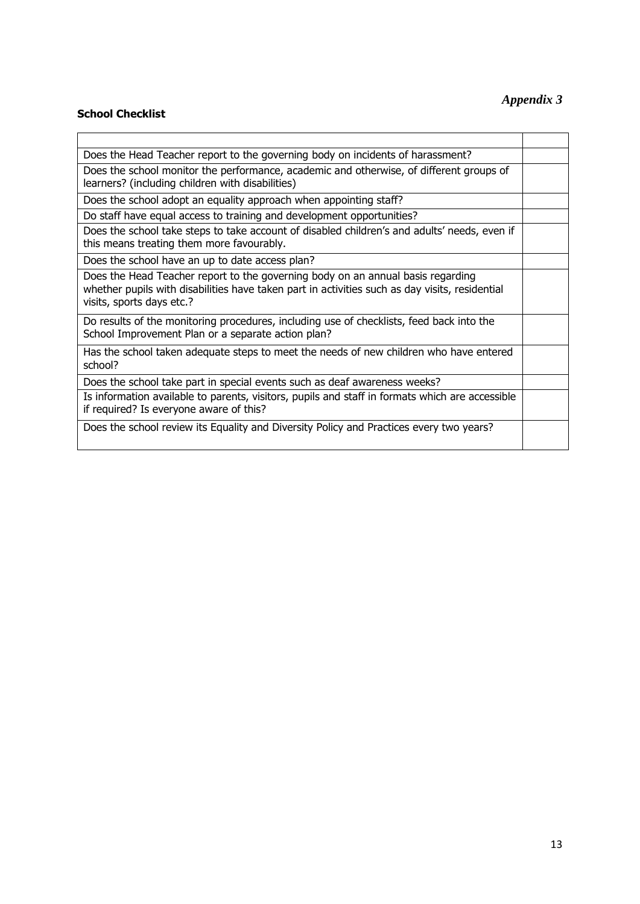*Appendix 3*

**School Checklist**

| | |
|---|---|
| Does the Head Teacher report to the governing body on incidents of harassment? | |
| Does the school monitor the performance, academic and otherwise, of different groups of learners? (including children with disabilities) | |
| Does the school adopt an equality approach when appointing staff? | |
| Do staff have equal access to training and development opportunities? | |
| Does the school take steps to take account of disabled children's and adults' needs, even if this means treating them more favourably. | |
| Does the school have an up to date access plan? | |
| Does the Head Teacher report to the governing body on an annual basis regarding whether pupils with disabilities have taken part in activities such as day visits, residential visits, sports days etc.? | |
| Do results of the monitoring procedures, including use of checklists, feed back into the School Improvement Plan or a separate action plan? | |
| Has the school taken adequate steps to meet the needs of new children who have entered school? | |
| Does the school take part in special events such as deaf awareness weeks? | |
| Is information available to parents, visitors, pupils and staff in formats which are accessible if required? Is everyone aware of this? | |
| Does the school review its Equality and Diversity Policy and Practices every two years? | |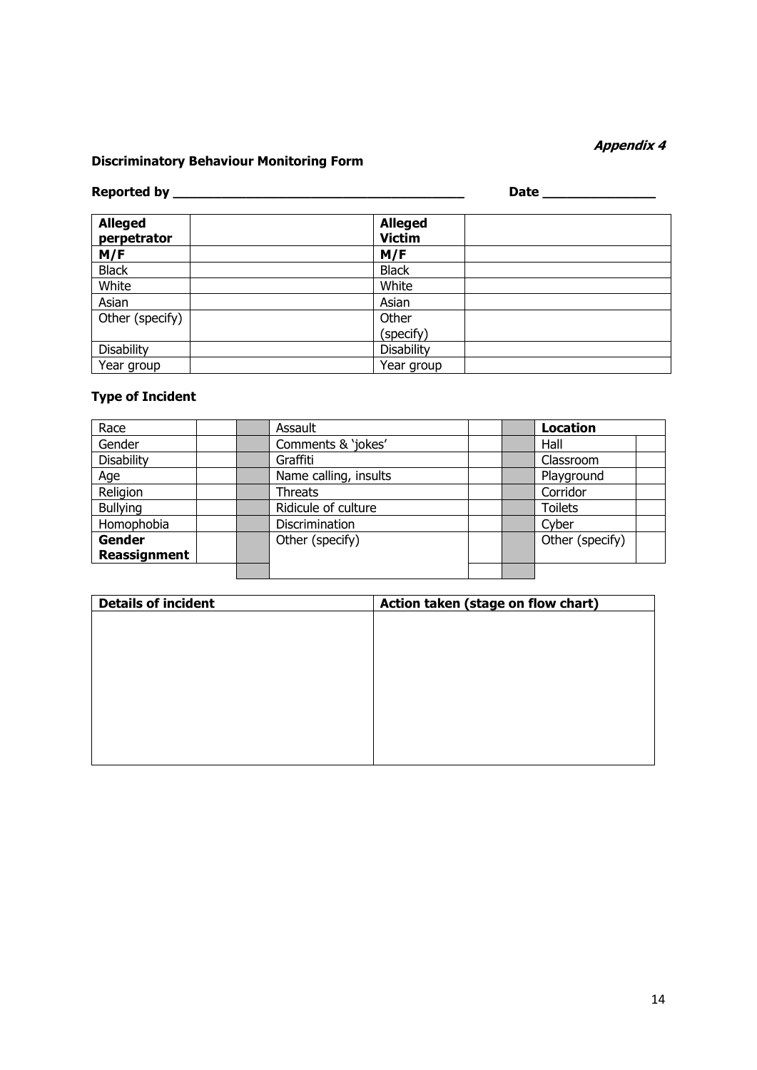*Appendix 4*

**Discriminatory Behaviour Monitoring Form**

**Reported by \_\_\_\_\_\_\_\_\_\_\_\_\_\_\_\_\_\_\_\_\_\_\_\_\_\_\_\_\_\_\_\_\_\_\_\_\_\_ Date \_\_\_\_\_\_\_\_\_\_\_\_\_\_\_**

| **Alleged perpetrator** | | **Alleged Victim** | |
|---|---|---|---|
| **M/F** | | **M/F** | |
| Black | | Black | |
| White | | White | |
| Asian | | Asian | |
| Other (specify) | | Other (specify) | |
| Disability | | Disability | |
| Year group | | Year group | |

**Type of Incident**

| Race | | | Assault | | | **Location** | |
|---|---|---|---|---|---|---|---|
| Gender | | | Comments & 'jokes' | | | Hall | |
| Disability | | | Graffiti | | | Classroom | |
| Age | | | Name calling, insults | | | Playground | |
| Religion | | | Threats | | | Corridor | |
| Bullying | | | Ridicule of culture | | | Toilets | |
| Homophobia | | | Discrimination | | | Cyber | |
| **Gender Reassignment** | | | Other (specify) | | | Other (specify) | |
| | | | | | | | |

| **Details of incident** | **Action taken (stage on flow chart)** |
|---|---|
| | |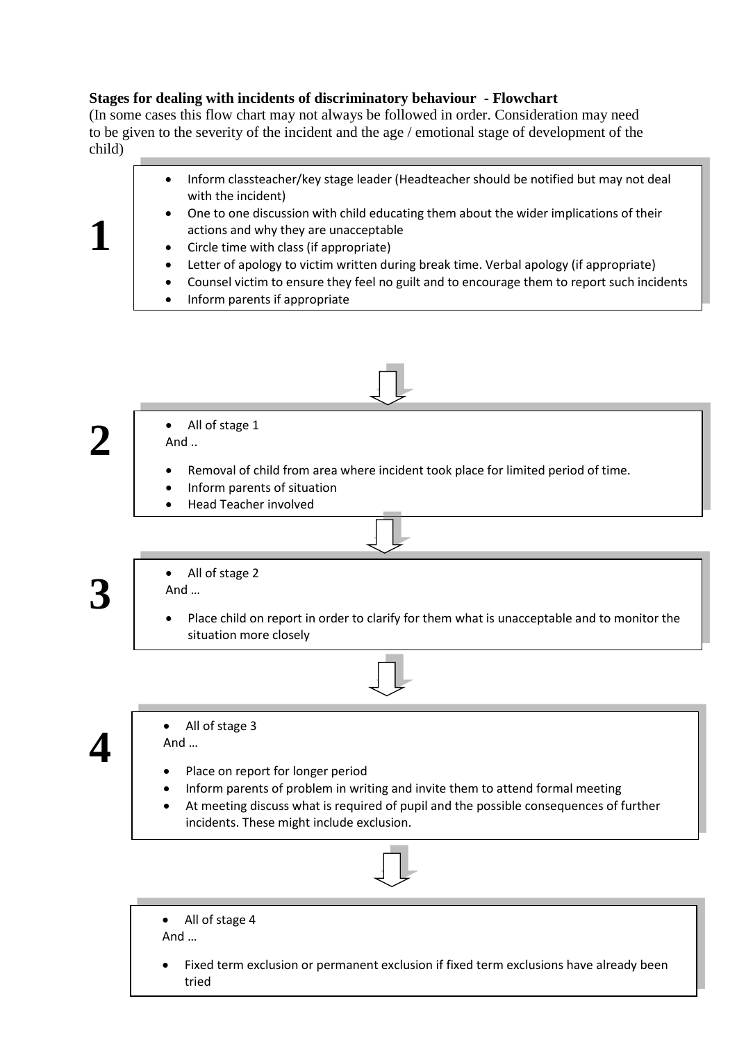**Stages for dealing with incidents of discriminatory behaviour - Flowchart**

(In some cases this flow chart may not always be followed in order. Consideration may need to be given to the severity of the incident and the age / emotional stage of development of the child)

**1**

- Inform classteacher/key stage leader (Headteacher should be notified but may not deal with the incident)
- One to one discussion with child educating them about the wider implications of their actions and why they are unacceptable
- Circle time with class (if appropriate)
- Letter of apology to victim written during break time. Verbal apology (if appropriate)
- Counsel victim to ensure they feel no guilt and to encourage them to report such incidents
- Inform parents if appropriate

↓

**2**

- All of stage 1

And ..

- Removal of child from area where incident took place for limited period of time.
- Inform parents of situation
- Head Teacher involved

↓

**3**

- All of stage 2

And …

- Place child on report in order to clarify for them what is unacceptable and to monitor the situation more closely

↓

**4**

- All of stage 3

And …

- Place on report for longer period
- Inform parents of problem in writing and invite them to attend formal meeting
- At meeting discuss what is required of pupil and the possible consequences of further incidents. These might include exclusion.

↓

- All of stage 4

And …

- Fixed term exclusion or permanent exclusion if fixed term exclusions have already been tried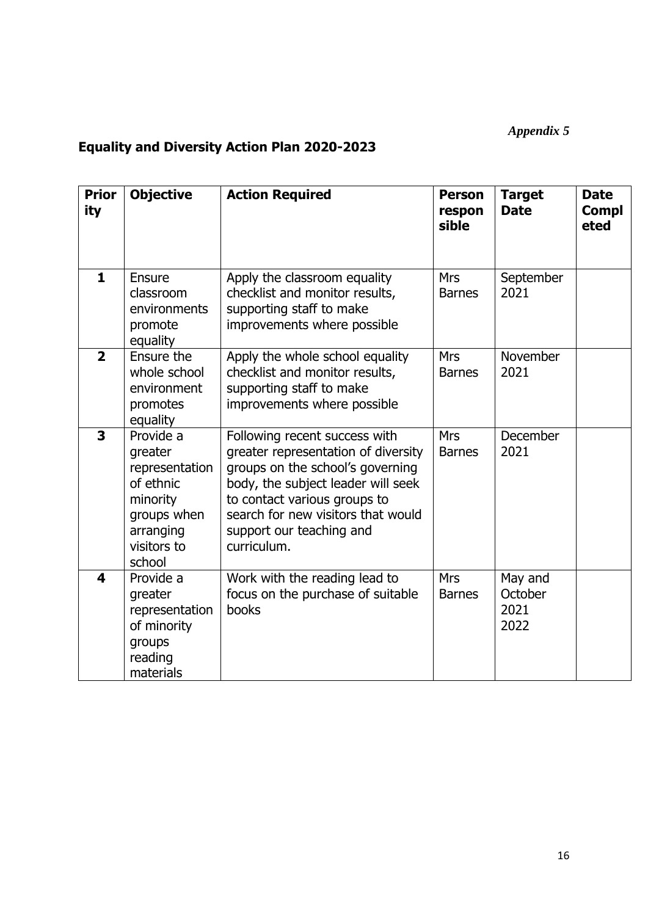*Appendix 5*

## Equality and Diversity Action Plan 2020-2023

| Priority | Objective | Action Required | Person responsible | Target Date | Date Completed |
|---|---|---|---|---|---|
| **1** | Ensure classroom environments promote equality | Apply the classroom equality checklist and monitor results, supporting staff to make improvements where possible | Mrs Barnes | September 2021 | |
| **2** | Ensure the whole school environment promotes equality | Apply the whole school equality checklist and monitor results, supporting staff to make improvements where possible | Mrs Barnes | November 2021 | |
| **3** | Provide a greater representation of ethnic minority groups when arranging visitors to school | Following recent success with greater representation of diversity groups on the school's governing body, the subject leader will seek to contact various groups to search for new visitors that would support our teaching and curriculum. | Mrs Barnes | December 2021 | |
| **4** | Provide a greater representation of minority groups reading materials | Work with the reading lead to focus on the purchase of suitable books | Mrs Barnes | May and October 2021 2022 | |